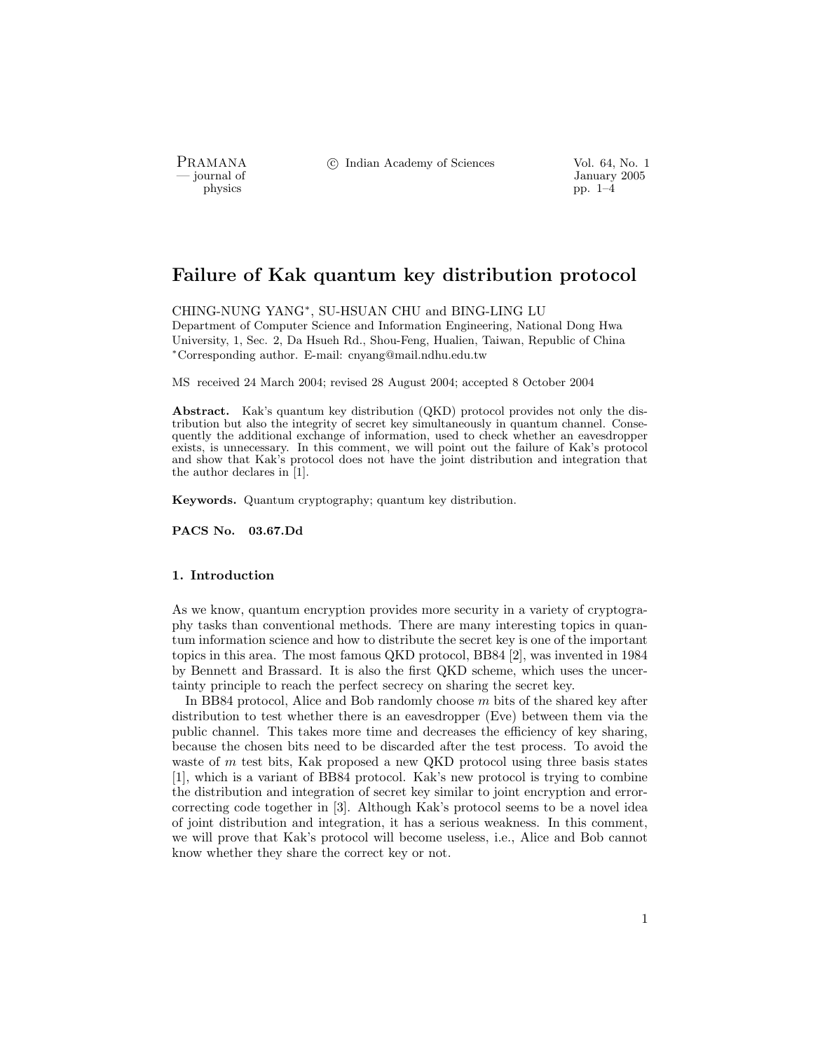# Failure of Kak quantum key distribution protocol

CHING-NUNG YANG*, SU-HSUAN CHU and BING-LING LU

Department of Computer Science and Information Engineering, National Dong Hwa University, 1, Sec. 2, Da Hsueh Rd., Shou-Feng, Hualien, Taiwan, Republic of China

*Corresponding author. E-mail: cnyang@mail.ndhu.edu.tw

MS received 24 March 2004; revised 28 August 2004; accepted 8 October 2004

**Abstract.** Kak's quantum key distribution (QKD) protocol provides not only the distribution but also the integrity of secret key simultaneously in quantum channel. Consequently the additional exchange of information, used to check whether an eavesdropper exists, is unnecessary. In this comment, we will point out the failure of Kak's protocol and show that Kak's protocol does not have the joint distribution and integration that the author declares in [1].

**Keywords.** Quantum cryptography; quantum key distribution.

**PACS No.** 03.67.Dd

## 1. Introduction

As we know, quantum encryption provides more security in a variety of cryptography tasks than conventional methods. There are many interesting topics in quantum information science and how to distribute the secret key is one of the important topics in this area. The most famous QKD protocol, BB84 [2], was invented in 1984 by Bennett and Brassard. It is also the first QKD scheme, which uses the uncertainty principle to reach the perfect secrecy on sharing the secret key.

In BB84 protocol, Alice and Bob randomly choose $m$ bits of the shared key after distribution to test whether there is an eavesdropper (Eve) between them via the public channel. This takes more time and decreases the efficiency of key sharing, because the chosen bits need to be discarded after the test process. To avoid the waste of $m$ test bits, Kak proposed a new QKD protocol using three basis states [1], which is a variant of BB84 protocol. Kak's new protocol is trying to combine the distribution and integration of secret key similar to joint encryption and error-correcting code together in [3]. Although Kak's protocol seems to be a novel idea of joint distribution and integration, it has a serious weakness. In this comment, we will prove that Kak's protocol will become useless, i.e., Alice and Bob cannot know whether they share the correct key or not.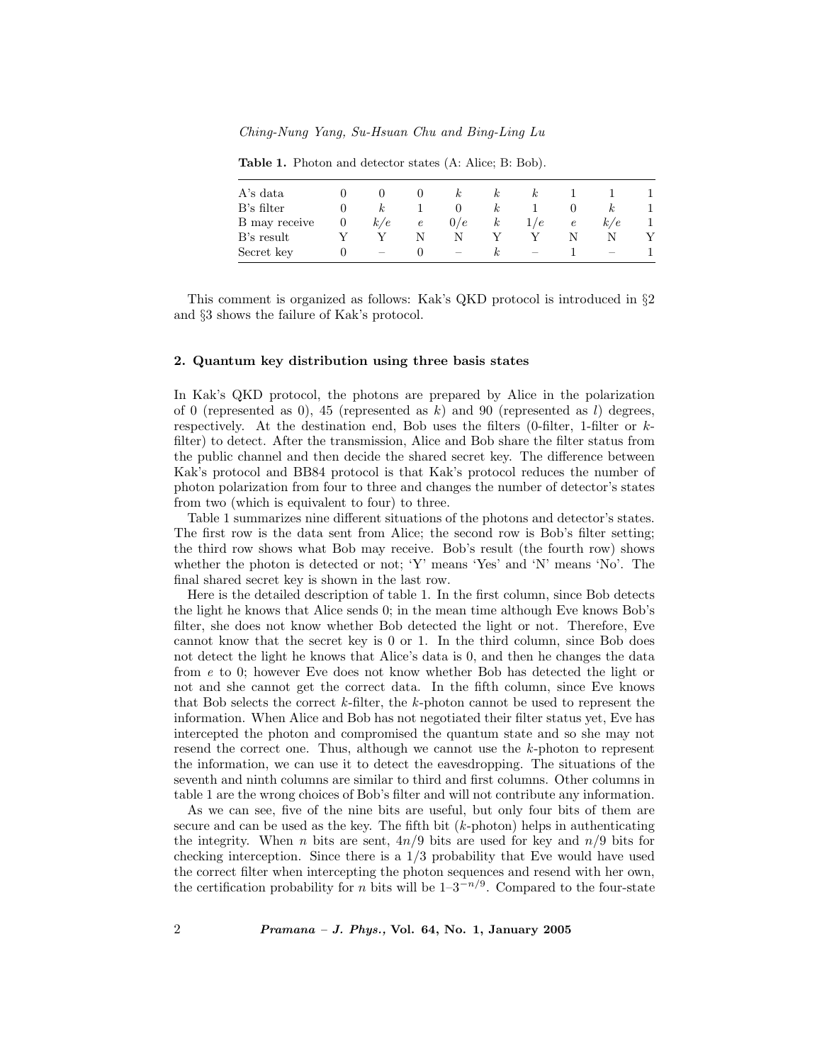**Table 1.** Photon and detector states (A: Alice; B: Bob).

| A's data | 0 | 0 | 0 | $k$ | $k$ | $k$ | 1 | 1 | 1 |
|---|---|---|---|---|---|---|---|---|---|
| B's filter | 0 | $k$ | 1 | 0 | $k$ | 1 | 0 | $k$ | 1 |
| B may receive | 0 | $k/e$ | $e$ | $0/e$ | $k$ | $1/e$ | $e$ | $k/e$ | 1 |
| B's result | Y | Y | N | N | Y | Y | N | N | Y |
| Secret key | 0 | – | 0 | – | $k$ | – | 1 | – | 1 |

This comment is organized as follows: Kak's QKD protocol is introduced in §2 and §3 shows the failure of Kak's protocol.

## 2. Quantum key distribution using three basis states

In Kak's QKD protocol, the photons are prepared by Alice in the polarization of 0 (represented as 0), 45 (represented as $k$) and 90 (represented as $l$) degrees, respectively. At the destination end, Bob uses the filters (0-filter, 1-filter or $k$-filter) to detect. After the transmission, Alice and Bob share the filter status from the public channel and then decide the shared secret key. The difference between Kak's protocol and BB84 protocol is that Kak's protocol reduces the number of photon polarization from four to three and changes the number of detector's states from two (which is equivalent to four) to three.

Table 1 summarizes nine different situations of the photons and detector's states. The first row is the data sent from Alice; the second row is Bob's filter setting; the third row shows what Bob may receive. Bob's result (the fourth row) shows whether the photon is detected or not; 'Y' means 'Yes' and 'N' means 'No'. The final shared secret key is shown in the last row.

Here is the detailed description of table 1. In the first column, since Bob detects the light he knows that Alice sends 0; in the mean time although Eve knows Bob's filter, she does not know whether Bob detected the light or not. Therefore, Eve cannot know that the secret key is 0 or 1. In the third column, since Bob does not detect the light he knows that Alice's data is 0, and then he changes the data from $e$ to 0; however Eve does not know whether Bob has detected the light or not and she cannot get the correct data. In the fifth column, since Eve knows that Bob selects the correct $k$-filter, the $k$-photon cannot be used to represent the information. When Alice and Bob has not negotiated their filter status yet, Eve has intercepted the photon and compromised the quantum state and so she may not resend the correct one. Thus, although we cannot use the $k$-photon to represent the information, we can use it to detect the eavesdropping. The situations of the seventh and ninth columns are similar to third and first columns. Other columns in table 1 are the wrong choices of Bob's filter and will not contribute any information.

As we can see, five of the nine bits are useful, but only four bits of them are secure and can be used as the key. The fifth bit ($k$-photon) helps in authenticating the integrity. When $n$ bits are sent, $4n/9$ bits are used for key and $n/9$ bits for checking interception. Since there is a 1/3 probability that Eve would have used the correct filter when intercepting the photon sequences and resend with her own, the certification probability for $n$ bits will be $1–3^{-n/9}$. Compared to the four-state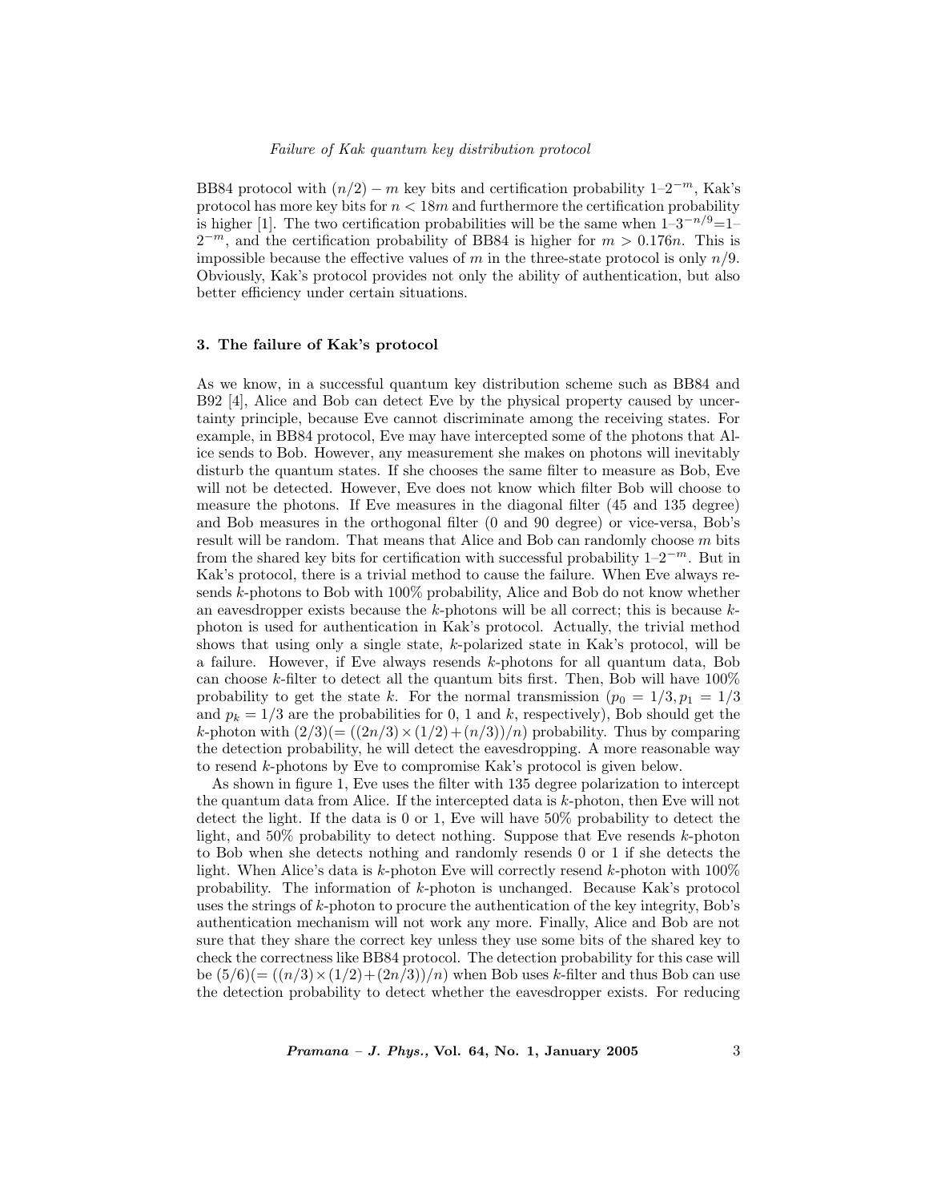BB84 protocol with $(n/2) - m$ key bits and certification probability $1–2^{-m}$, Kak's protocol has more key bits for $n < 18m$ and furthermore the certification probability is higher [1]. The two certification probabilities will be the same when $1–3^{-n/9}$=$1–2^{-m}$, and the certification probability of BB84 is higher for $m > 0.176n$. This is impossible because the effective values of $m$ in the three-state protocol is only $n/9$. Obviously, Kak's protocol provides not only the ability of authentication, but also better efficiency under certain situations.

### 3. The failure of Kak's protocol

As we know, in a successful quantum key distribution scheme such as BB84 and B92 [4], Alice and Bob can detect Eve by the physical property caused by uncertainty principle, because Eve cannot discriminate among the receiving states. For example, in BB84 protocol, Eve may have intercepted some of the photons that Alice sends to Bob. However, any measurement she makes on photons will inevitably disturb the quantum states. If she chooses the same filter to measure as Bob, Eve will not be detected. However, Eve does not know which filter Bob will choose to measure the photons. If Eve measures in the diagonal filter (45 and 135 degree) and Bob measures in the orthogonal filter (0 and 90 degree) or vice-versa, Bob's result will be random. That means that Alice and Bob can randomly choose $m$ bits from the shared key bits for certification with successful probability $1–2^{-m}$. But in Kak's protocol, there is a trivial method to cause the failure. When Eve always resends $k$-photons to Bob with 100% probability, Alice and Bob do not know whether an eavesdropper exists because the $k$-photons will be all correct; this is because $k$-photon is used for authentication in Kak's protocol. Actually, the trivial method shows that using only a single state, $k$-polarized state in Kak's protocol, will be a failure. However, if Eve always resends $k$-photons for all quantum data, Bob can choose $k$-filter to detect all the quantum bits first. Then, Bob will have 100% probability to get the state $k$. For the normal transmission ($p_0 = 1/3, p_1 = 1/3$ and $p_k = 1/3$ are the probabilities for 0, 1 and $k$, respectively), Bob should get the $k$-photon with $(2/3)(= ((2n/3) \times (1/2) + (n/3))/n)$ probability. Thus by comparing the detection probability, he will detect the eavesdropping. A more reasonable way to resend $k$-photons by Eve to compromise Kak's protocol is given below.

As shown in figure 1, Eve uses the filter with 135 degree polarization to intercept the quantum data from Alice. If the intercepted data is $k$-photon, then Eve will not detect the light. If the data is 0 or 1, Eve will have 50% probability to detect the light, and 50% probability to detect nothing. Suppose that Eve resends $k$-photon to Bob when she detects nothing and randomly resends 0 or 1 if she detects the light. When Alice's data is $k$-photon Eve will correctly resend $k$-photon with 100% probability. The information of $k$-photon is unchanged. Because Kak's protocol uses the strings of $k$-photon to procure the authentication of the key integrity, Bob's authentication mechanism will not work any more. Finally, Alice and Bob are not sure that they share the correct key unless they use some bits of the shared key to check the correctness like BB84 protocol. The detection probability for this case will be $(5/6)(= ((n/3) \times (1/2) + (2n/3))/n)$ when Bob uses $k$-filter and thus Bob can use the detection probability to detect whether the eavesdropper exists. For reducing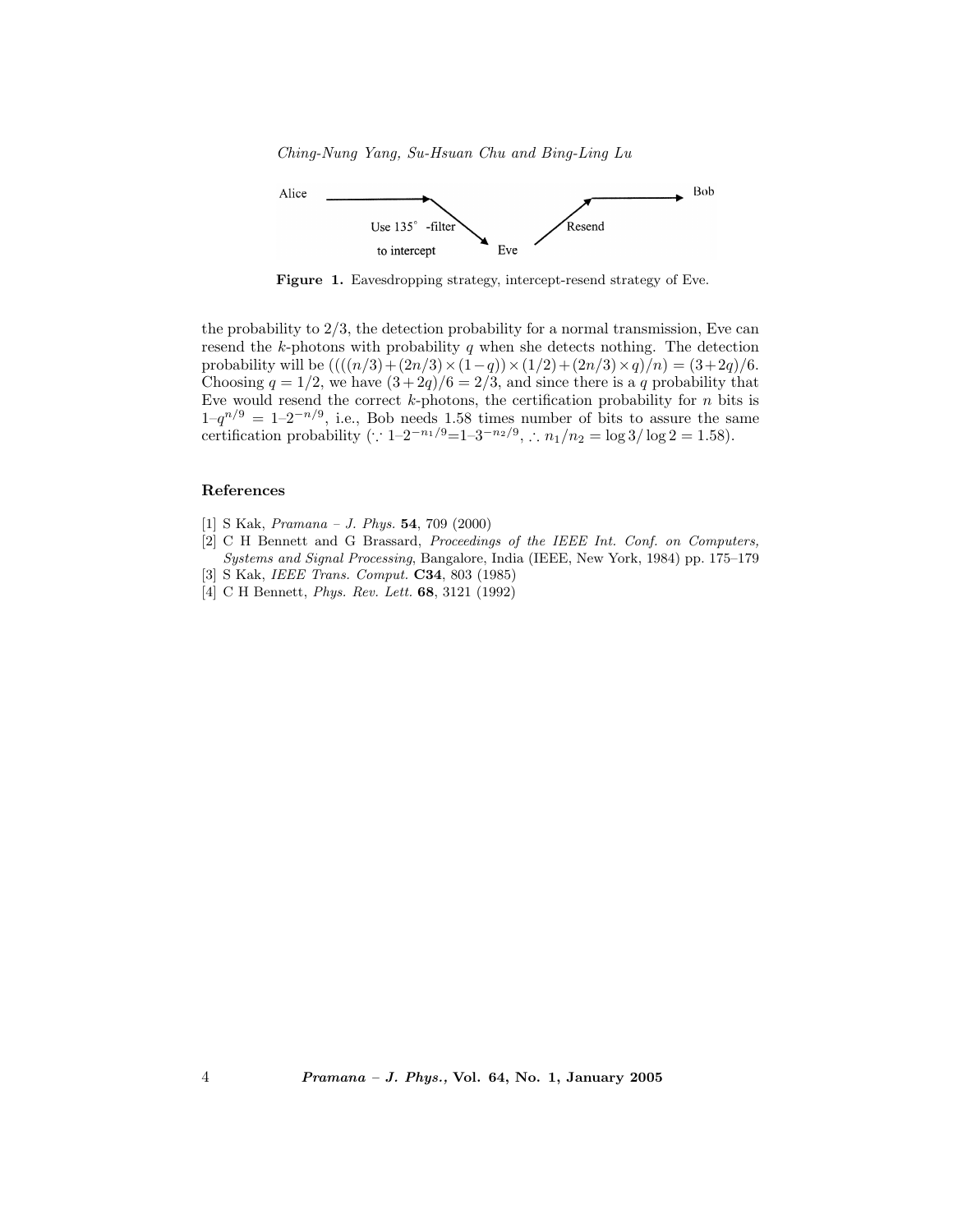Alice

Use 135° -filter

to intercept

Eve

Resend

Bob

**Figure 1.** Eavesdropping strategy, intercept-resend strategy of Eve.

the probability to 2/3, the detection probability for a normal transmission, Eve can resend the $k$-photons with probability $q$ when she detects nothing. The detection probability will be $((((n/3)+(2n/3)\times(1-q))\times(1/2)+(2n/3)\times q)/n) = (3+2q)/6$. Choosing $q = 1/2$, we have $(3+2q)/6 = 2/3$, and since there is a $q$ probability that Eve would resend the correct $k$-photons, the certification probability for $n$ bits is $1\text{–}q^{n/9} = 1\text{–}2^{-n/9}$, i.e., Bob needs 1.58 times number of bits to assure the same certification probability ($\because$ $1\text{–}2^{-n_1/9}=1\text{–}3^{-n_2/9}$, $\therefore$ $n_1/n_2 = \log 3/\log 2 = 1.58$).

## References

[1] S Kak, *Pramana – J. Phys.* **54**, 709 (2000)

[2] C H Bennett and G Brassard, *Proceedings of the IEEE Int. Conf. on Computers, Systems and Signal Processing*, Bangalore, India (IEEE, New York, 1984) pp. 175–179

[3] S Kak, *IEEE Trans. Comput.* **C34**, 803 (1985)

[4] C H Bennett, *Phys. Rev. Lett.* **68**, 3121 (1992)